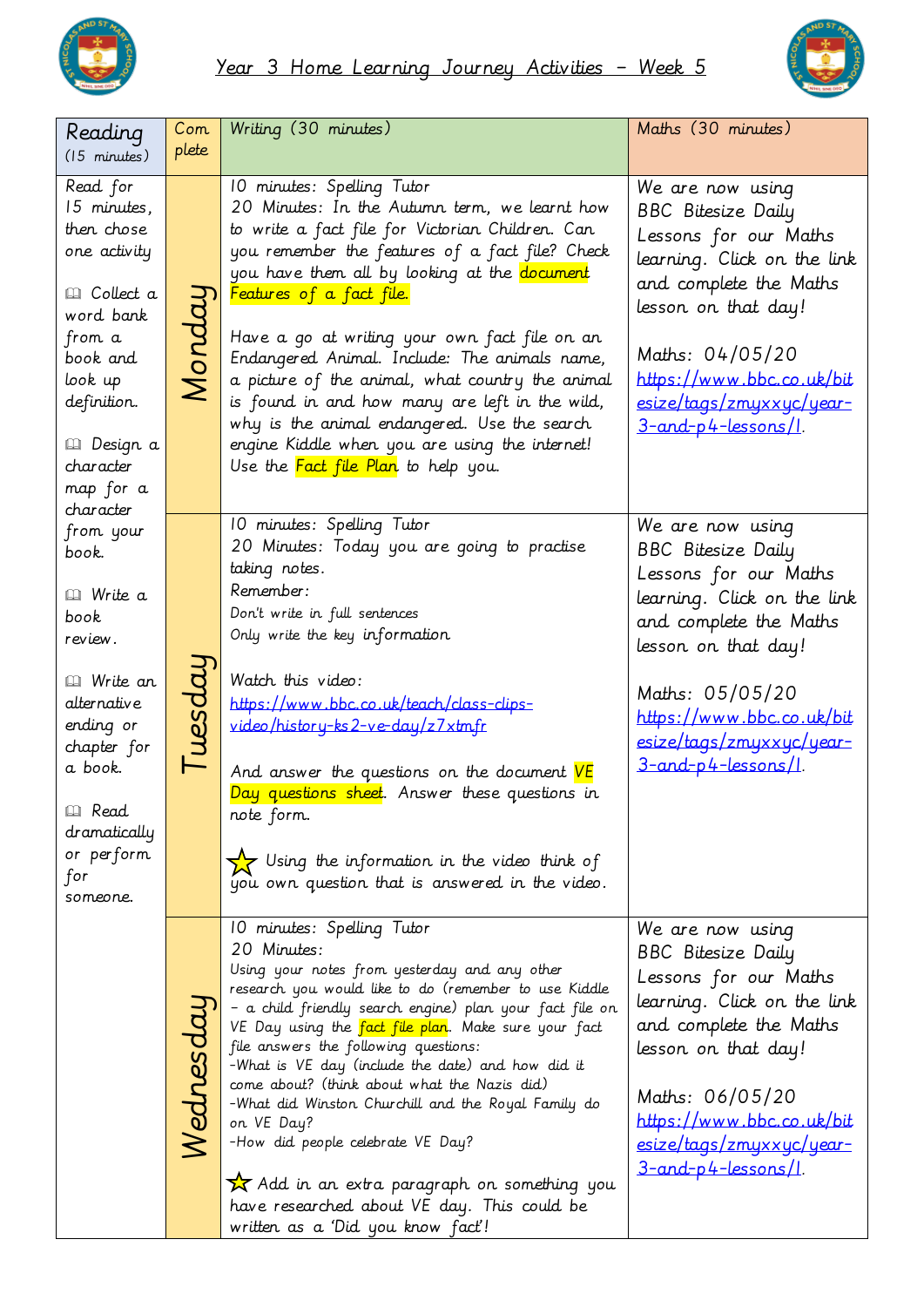# Year 3 Home Learning Journey Activities – Week 5

| Reading (15 minutes) | Complete | Writing (30 minutes) | Maths (30 minutes) |
|---|---|---|---|
| Read for 15 minutes, then chose one activity<br><br>📖 Collect a word bank from a book and look up definition.<br><br>📖 Design a character map for a character from your book.<br><br>📖 Write a book review.<br><br>📖 Write an alternative ending or chapter for a book.<br><br>📖 Read dramatically or perform for someone. | Monday | 10 minutes: Spelling Tutor<br>20 Minutes: In the Autumn term, we learnt how to write a fact file for Victorian Children. Can you remember the features of a fact file? Check you have them all by looking at the document Features of a fact file.<br><br>Have a go at writing your own fact file on an Endangered Animal. Include: The animals name, a picture of the animal, what country the animal is found in and how many are left in the wild, why is the animal endangered. Use the search engine Kiddle when you are using the internet! Use the Fact file Plan to help you. | We are now using BBC Bitesize Daily Lessons for our Maths learning. Click on the link and complete the Maths lesson on that day!<br><br>Maths: 04/05/20<br>https://www.bbc.co.uk/bitesize/tags/zmyxxyc/year-3-and-p4-lessons/1. |
| | Tuesday | 10 minutes: Spelling Tutor<br>20 Minutes: Today you are going to practise taking notes.<br>Remember:<br>Don't write in full sentences<br>Only write the key information<br><br>Watch this video:<br>https://www.bbc.co.uk/teach/class-clips-video/history-ks2-ve-day/z7xtmfr<br><br>And answer the questions on the document VE Day questions sheet. Answer these questions in note form.<br><br>☆ Using the information in the video think of you own question that is answered in the video. | We are now using BBC Bitesize Daily Lessons for our Maths learning. Click on the link and complete the Maths lesson on that day!<br><br>Maths: 05/05/20<br>https://www.bbc.co.uk/bitesize/tags/zmyxxyc/year-3-and-p4-lessons/1. |
| | Wednesday | 10 minutes: Spelling Tutor<br>20 Minutes:<br>Using your notes from yesterday and any other research you would like to do (remember to use Kiddle – a child friendly search engine) plan your fact file on VE Day using the fact file plan. Make sure your fact file answers the following questions:<br>-What is VE day (include the date) and how did it come about? (think about what the Nazis did)<br>-What did Winston Churchill and the Royal Family do on VE Day?<br>-How did people celebrate VE Day?<br><br>☆ Add in an extra paragraph on something you have researched about VE day. This could be written as a 'Did you know fact'! | We are now using BBC Bitesize Daily Lessons for our Maths learning. Click on the link and complete the Maths lesson on that day!<br><br>Maths: 06/05/20<br>https://www.bbc.co.uk/bitesize/tags/zmyxxyc/year-3-and-p4-lessons/1. |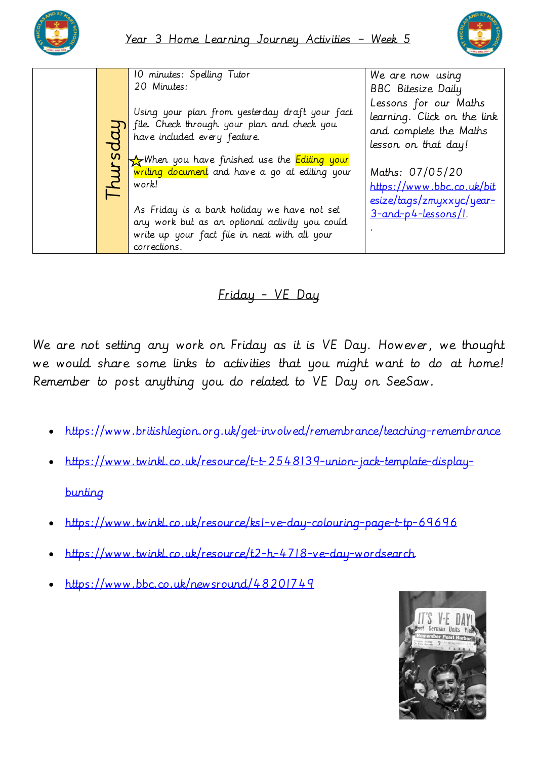| | | | |
|---|---|---|---|
| | Thursday | 10 minutes: Spelling Tutor<br>20 Minutes:<br><br>Using your plan from yesterday draft your fact file. Check through your plan and check you have included every feature.<br><br>⭐When you have finished use the Editing your writing document and have a go at editing your work!<br><br>As Friday is a bank holiday we have not set any work but as an optional activity you could write up your fact file in neat with all your corrections. | We are now using BBC Bitesize Daily Lessons for our Maths learning. Click on the link and complete the Maths lesson on that day!<br><br>Maths: 07/05/20<br>https://www.bbc.co.uk/bitesize/tags/zmyxxyc/year-3-and-p4-lessons/1.<br>. |

## Friday – VE Day

We are not setting any work on Friday as it is VE Day. However, we thought we would share some links to activities that you might want to do at home! Remember to post anything you do related to VE Day on SeeSaw.

- https://www.britishlegion.org.uk/get-involved/remembrance/teaching-remembrance
- https://www.twinkl.co.uk/resource/t-t-2548139-union-jack-template-display-bunting
- https://www.twinkl.co.uk/resource/ks1-ve-day-colouring-page-t-tp-69696
- https://www.twinkl.co.uk/resource/t2-h-4718-ve-day-wordsearch
- https://www.bbc.co.uk/newsround/48201749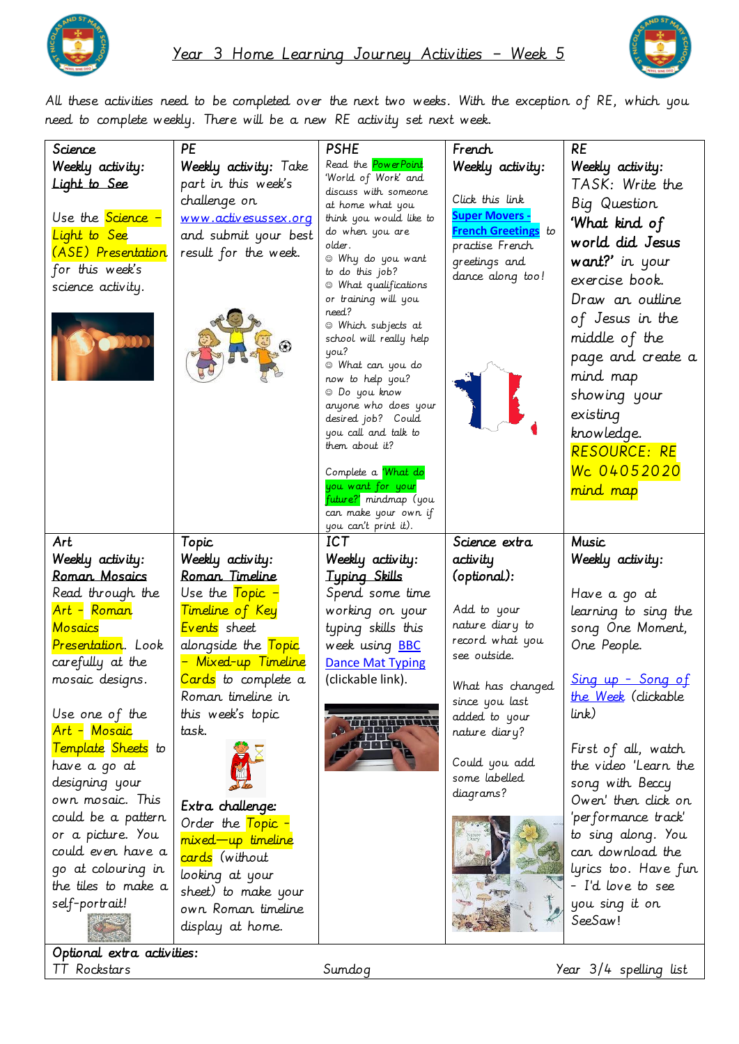# Year 3 Home Learning Journey Activities – Week 5

All these activities need to be completed over the next two weeks. With the exception of RE, which you need to complete weekly. There will be a new RE activity set next week.

| | | | | |
|---|---|---|---|---|
| **Science**<br>**Weekly activity:**<br>**Light to See**<br><br>Use the Science – Light to See (ASE) Presentation for this week's science activity. | **PE**<br>**Weekly activity:** Take part in this week's challenge on www.activesussex.org and submit your best result for the week. | **PSHE**<br>Read the PowerPoint 'World of Work' and discuss with someone at home what you think you would like to do when you are older.<br>☺ Why do you want to do this job?<br>☺ What qualifications or training will you need?<br>☺ Which subjects at school will really help you?<br>☺ What can you do now to help you?<br>☺ Do you know anyone who does your desired job? Could you call and talk to them about it?<br><br>Complete a 'What do you want for your future?' mindmap (you can make your own if you can't print it). | **French**<br>**Weekly activity:**<br><br>Click this link **Super Movers - French Greetings** to practise French greetings and dance along too! | **RE**<br>**Weekly activity:**<br>TASK: Write the Big Question **'What kind of world did Jesus want?'** in your exercise book. Draw an outline of Jesus in the middle of the page and create a mind map showing your existing knowledge.<br>RESOURCE: RE Wc 04052020 mind map |
| **Art**<br>**Weekly activity:**<br>**Roman Mosaics**<br>Read through the Art - Roman Mosaics Presentation. Look carefully at the mosaic designs.<br><br>Use one of the Art - Mosaic Template Sheets to have a go at designing your own mosaic. This could be a pattern or a picture. You could even have a go at colouring in the tiles to make a self-portrait! | **Topic**<br>**Weekly activity:**<br>**Roman Timeline**<br>Use the Topic - Timeline of Key Events sheet alongside the Topic - Mixed-up Timeline Cards to complete a Roman timeline in this week's topic task.<br><br>**Extra challenge:**<br>Order the Topic - mixed—up timeline cards (without looking at your sheet) to make your own Roman timeline display at home. | **ICT**<br>**Weekly activity:**<br>**Typing Skills**<br>Spend some time working on your typing skills this week using BBC Dance Mat Typing (clickable link). | **Science extra activity (optional):**<br><br>Add to your nature diary to record what you see outside.<br><br>What has changed since you last added to your nature diary?<br><br>Could you add some labelled diagrams? | **Music**<br>**Weekly activity:**<br><br>Have a go at learning to sing the song One Moment, One People.<br><br>Sing up - Song of the Week (clickable link)<br><br>First of all, watch the video 'Learn the song with Beccy Owen' then click on 'performance track' to sing along. You can download the lyrics too. Have fun - I'd love to see you sing it on SeeSaw! |

**Optional extra activities:**
TT Rockstars Sumdog Year 3/4 spelling list